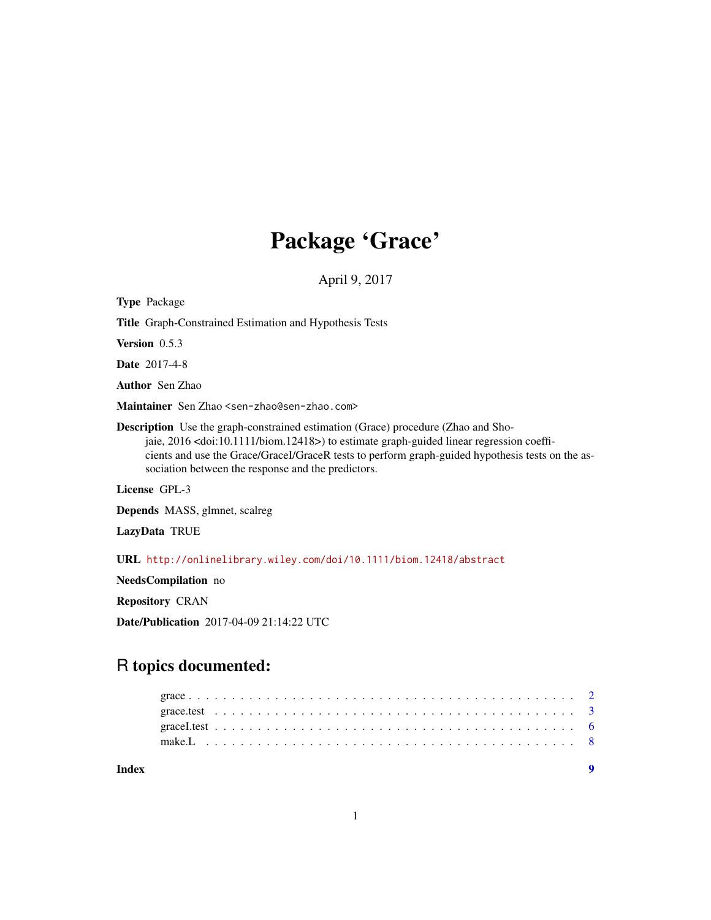# Package 'Grace'

April 9, 2017

**Type** Package

**Title** Graph-Constrained Estimation and Hypothesis Tests

**Version** 0.5.3

**Date** 2017-4-8

**Author** Sen Zhao

**Maintainer** Sen Zhao <sen-zhao@sen-zhao.com>

**Description** Use the graph-constrained estimation (Grace) procedure (Zhao and Shojaie, 2016 <doi:10.1111/biom.12418>) to estimate graph-guided linear regression coefficients and use the Grace/GraceI/GraceR tests to perform graph-guided hypothesis tests on the association between the response and the predictors.

**License** GPL-3

**Depends** MASS, glmnet, scalreg

**LazyData** TRUE

**URL** http://onlinelibrary.wiley.com/doi/10.1111/biom.12418/abstract

**NeedsCompilation** no

**Repository** CRAN

**Date/Publication** 2017-04-09 21:14:22 UTC

## R topics documented:

- grace . . . . . . . . . . . . . . . . . . . . . . . . . . . . . . . . . . . . . . . . . . 2
- grace.test . . . . . . . . . . . . . . . . . . . . . . . . . . . . . . . . . . . . . . . 3
- graceI.test . . . . . . . . . . . . . . . . . . . . . . . . . . . . . . . . . . . . . . . 6
- make.L . . . . . . . . . . . . . . . . . . . . . . . . . . . . . . . . . . . . . . . . . 8

**Index** **9**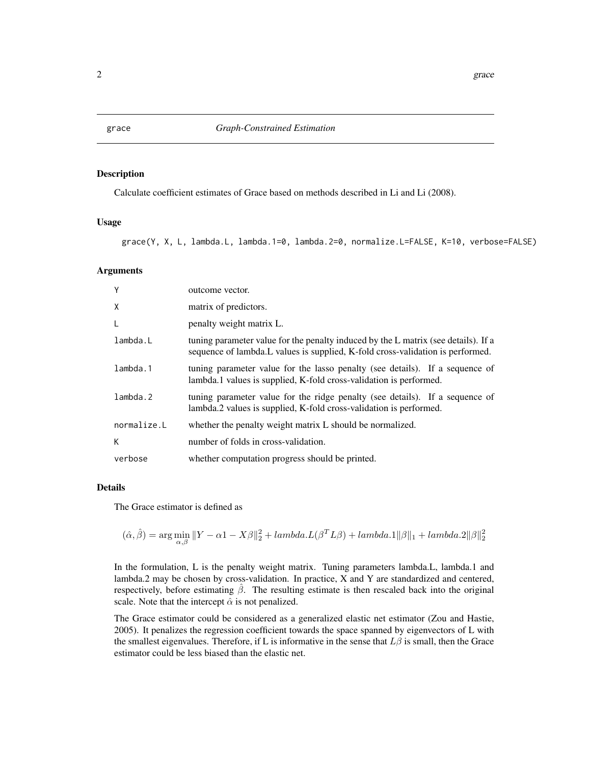# grace — *Graph-Constrained Estimation*

## Description

Calculate coefficient estimates of Grace based on methods described in Li and Li (2008).

## Usage

```
grace(Y, X, L, lambda.L, lambda.1=0, lambda.2=0, normalize.L=FALSE, K=10, verbose=FALSE)
```

## Arguments

| | |
|---|---|
| Y | outcome vector. |
| X | matrix of predictors. |
| L | penalty weight matrix L. |
| lambda.L | tuning parameter value for the penalty induced by the L matrix (see details). If a sequence of lambda.L values is supplied, K-fold cross-validation is performed. |
| lambda.1 | tuning parameter value for the lasso penalty (see details). If a sequence of lambda.1 values is supplied, K-fold cross-validation is performed. |
| lambda.2 | tuning parameter value for the ridge penalty (see details). If a sequence of lambda.2 values is supplied, K-fold cross-validation is performed. |
| normalize.L | whether the penalty weight matrix L should be normalized. |
| K | number of folds in cross-validation. |
| verbose | whether computation progress should be printed. |

## Details

The Grace estimator is defined as

$$(\hat{\alpha}, \hat{\beta}) = \arg\min_{\alpha,\beta} \|Y - \alpha 1 - X\beta\|_2^2 + lambda.L(\beta^T L\beta) + lambda.1\|\beta\|_1 + lambda.2\|\beta\|_2^2$$

In the formulation, L is the penalty weight matrix. Tuning parameters lambda.L, lambda.1 and lambda.2 may be chosen by cross-validation. In practice, X and Y are standardized and centered, respectively, before estimating $\hat{\beta}$. The resulting estimate is then rescaled back into the original scale. Note that the intercept $\hat{\alpha}$ is not penalized.

The Grace estimator could be considered as a generalized elastic net estimator (Zou and Hastie, 2005). It penalizes the regression coefficient towards the space spanned by eigenvectors of L with the smallest eigenvalues. Therefore, if L is informative in the sense that $L\beta$ is small, then the Grace estimator could be less biased than the elastic net.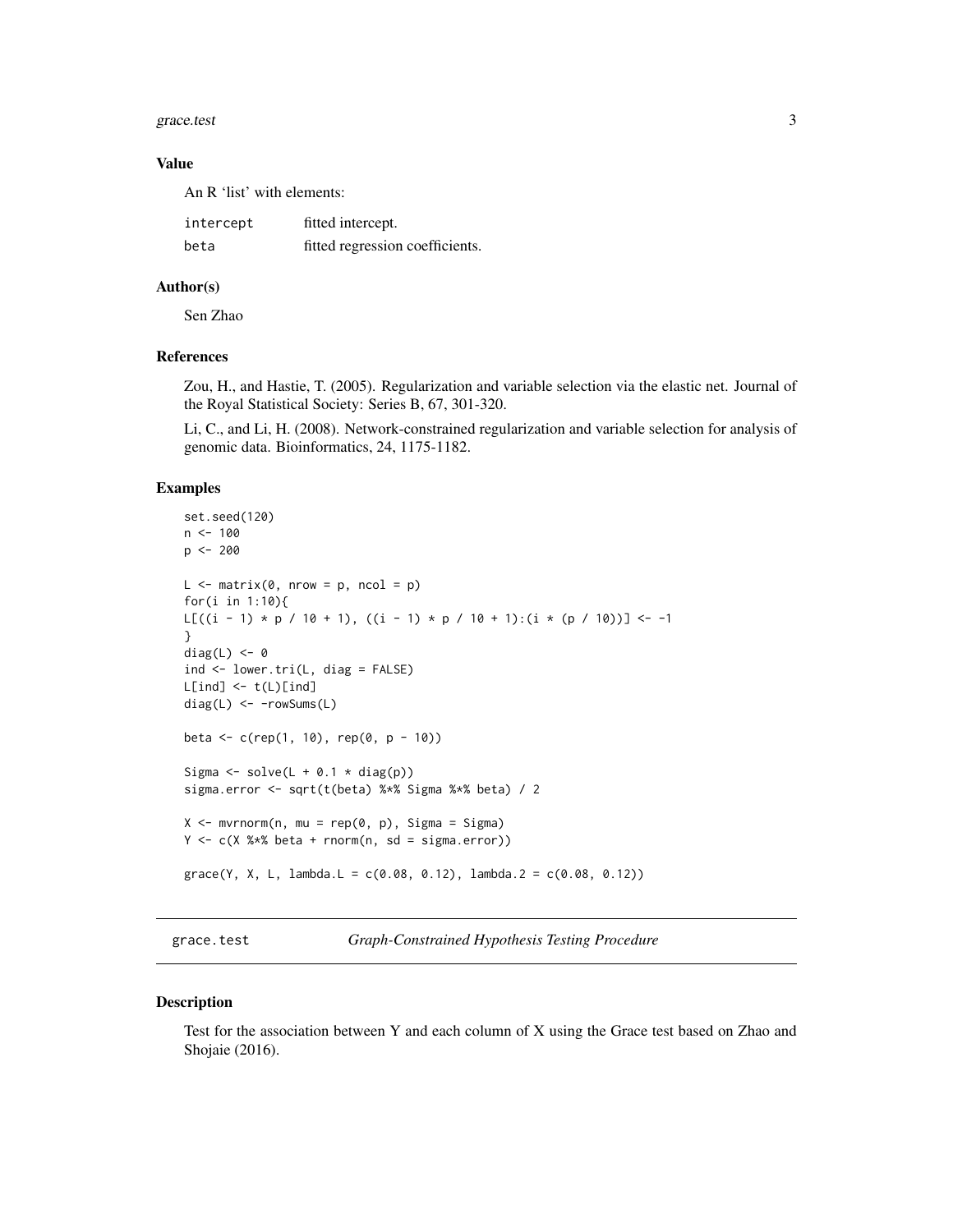### Value

An R 'list' with elements:

| | |
|---|---|
| intercept | fitted intercept. |
| beta | fitted regression coefficients. |

### Author(s)

Sen Zhao

### References

Zou, H., and Hastie, T. (2005). Regularization and variable selection via the elastic net. Journal of the Royal Statistical Society: Series B, 67, 301-320.

Li, C., and Li, H. (2008). Network-constrained regularization and variable selection for analysis of genomic data. Bioinformatics, 24, 1175-1182.

### Examples

```
set.seed(120)
n <- 100
p <- 200

L <- matrix(0, nrow = p, ncol = p)
for(i in 1:10){
L[((i - 1) * p / 10 + 1), ((i - 1) * p / 10 + 1):(i * (p / 10))] <- -1
}
diag(L) <- 0
ind <- lower.tri(L, diag = FALSE)
L[ind] <- t(L)[ind]
diag(L) <- -rowSums(L)

beta <- c(rep(1, 10), rep(0, p - 10))

Sigma <- solve(L + 0.1 * diag(p))
sigma.error <- sqrt(t(beta) %*% Sigma %*% beta) / 2

X <- mvrnorm(n, mu = rep(0, p), Sigma = Sigma)
Y <- c(X %*% beta + rnorm(n, sd = sigma.error))

grace(Y, X, L, lambda.L = c(0.08, 0.12), lambda.2 = c(0.08, 0.12))
```

## grace.test *Graph-Constrained Hypothesis Testing Procedure*

### Description

Test for the association between Y and each column of X using the Grace test based on Zhao and Shojaie (2016).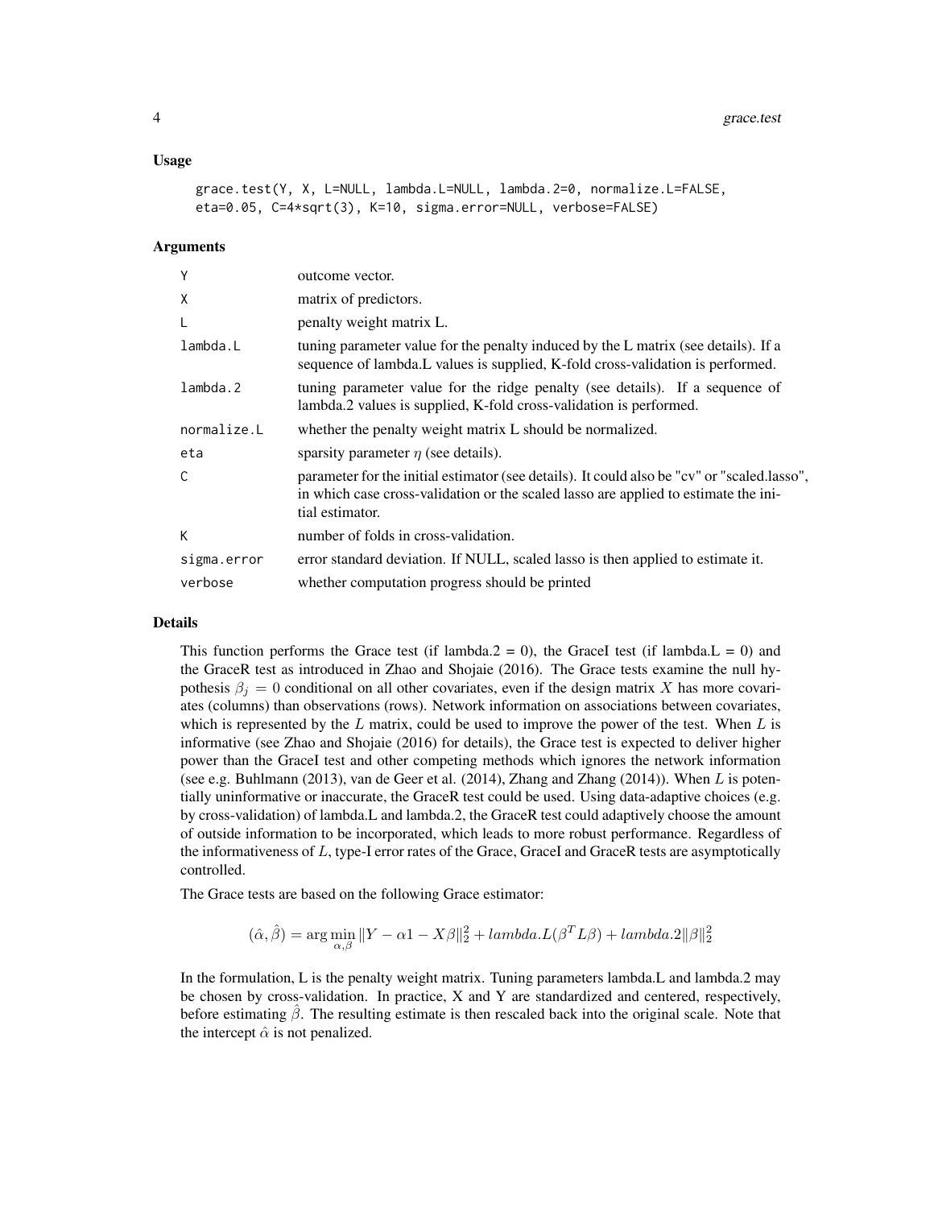## Usage

```
grace.test(Y, X, L=NULL, lambda.L=NULL, lambda.2=0, normalize.L=FALSE,
eta=0.05, C=4*sqrt(3), K=10, sigma.error=NULL, verbose=FALSE)
```

## Arguments

| | |
|---|---|
| Y | outcome vector. |
| X | matrix of predictors. |
| L | penalty weight matrix L. |
| lambda.L | tuning parameter value for the penalty induced by the L matrix (see details). If a sequence of lambda.L values is supplied, K-fold cross-validation is performed. |
| lambda.2 | tuning parameter value for the ridge penalty (see details). If a sequence of lambda.2 values is supplied, K-fold cross-validation is performed. |
| normalize.L | whether the penalty weight matrix L should be normalized. |
| eta | sparsity parameter $\eta$ (see details). |
| C | parameter for the initial estimator (see details). It could also be "cv" or "scaled.lasso", in which case cross-validation or the scaled lasso are applied to estimate the initial estimator. |
| K | number of folds in cross-validation. |
| sigma.error | error standard deviation. If NULL, scaled lasso is then applied to estimate it. |
| verbose | whether computation progress should be printed |

## Details

This function performs the Grace test (if lambda.2 = 0), the GraceI test (if lambda.L = 0) and the GraceR test as introduced in Zhao and Shojaie (2016). The Grace tests examine the null hypothesis $\beta_j = 0$ conditional on all other covariates, even if the design matrix $X$ has more covariates (columns) than observations (rows). Network information on associations between covariates, which is represented by the $L$ matrix, could be used to improve the power of the test. When $L$ is informative (see Zhao and Shojaie (2016) for details), the Grace test is expected to deliver higher power than the GraceI test and other competing methods which ignores the network information (see e.g. Buhlmann (2013), van de Geer et al. (2014), Zhang and Zhang (2014)). When $L$ is potentially uninformative or inaccurate, the GraceR test could be used. Using data-adaptive choices (e.g. by cross-validation) of lambda.L and lambda.2, the GraceR test could adaptively choose the amount of outside information to be incorporated, which leads to more robust performance. Regardless of the informativeness of $L$, type-I error rates of the Grace, GraceI and GraceR tests are asymptotically controlled.

The Grace tests are based on the following Grace estimator:

$$(\hat{\alpha}, \hat{\beta}) = \arg\min_{\alpha,\beta} \|Y - \alpha 1 - X\beta\|_2^2 + lambda.L(\beta^T L \beta) + lambda.2\|\beta\|_2^2$$

In the formulation, L is the penalty weight matrix. Tuning parameters lambda.L and lambda.2 may be chosen by cross-validation. In practice, X and Y are standardized and centered, respectively, before estimating $\hat{\beta}$. The resulting estimate is then rescaled back into the original scale. Note that the intercept $\hat{\alpha}$ is not penalized.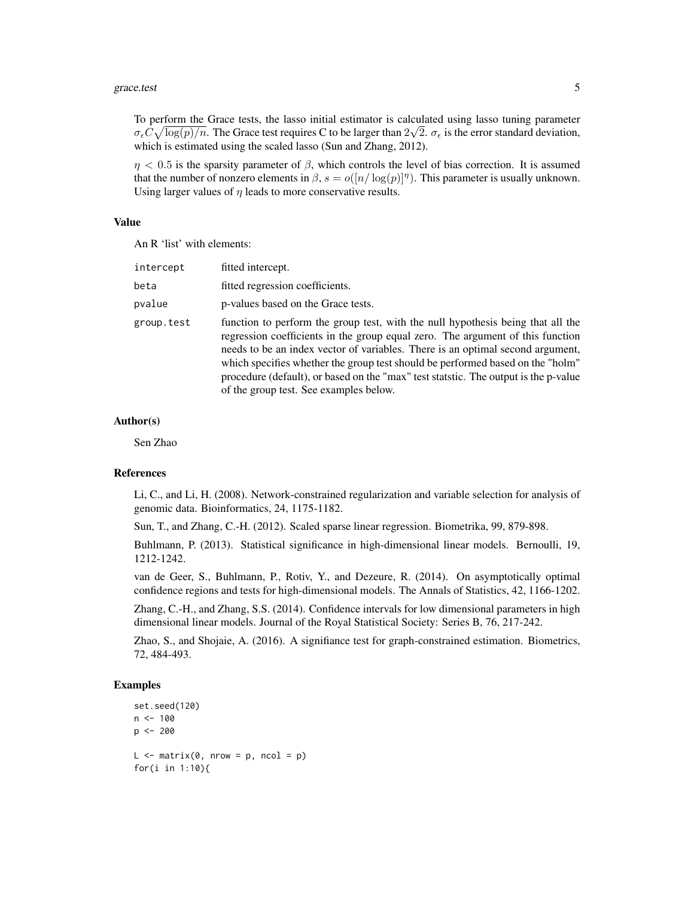To perform the Grace tests, the lasso initial estimator is calculated using lasso tuning parameter $\sigma_\epsilon C\sqrt{\log(p)/n}$. The Grace test requires C to be larger than $2\sqrt{2}$. $\sigma_\epsilon$ is the error standard deviation, which is estimated using the scaled lasso (Sun and Zhang, 2012).

$\eta < 0.5$ is the sparsity parameter of $\beta$, which controls the level of bias correction. It is assumed that the number of nonzero elements in $\beta$, $s = o([n/\log(p)]^\eta)$. This parameter is usually unknown. Using larger values of $\eta$ leads to more conservative results.

## Value

An R 'list' with elements:

| | |
|---|---|
| `intercept` | fitted intercept. |
| `beta` | fitted regression coefficients. |
| `pvalue` | p-values based on the Grace tests. |
| `group.test` | function to perform the group test, with the null hypothesis being that all the regression coefficients in the group equal zero. The argument of this function needs to be an index vector of variables. There is an optimal second argument, which specifies whether the group test should be performed based on the "holm" procedure (default), or based on the "max" test statstic. The output is the p-value of the group test. See examples below. |

## Author(s)

Sen Zhao

## References

Li, C., and Li, H. (2008). Network-constrained regularization and variable selection for analysis of genomic data. Bioinformatics, 24, 1175-1182.

Sun, T., and Zhang, C.-H. (2012). Scaled sparse linear regression. Biometrika, 99, 879-898.

Buhlmann, P. (2013). Statistical significance in high-dimensional linear models. Bernoulli, 19, 1212-1242.

van de Geer, S., Buhlmann, P., Rotiv, Y., and Dezeure, R. (2014). On asymptotically optimal confidence regions and tests for high-dimensional models. The Annals of Statistics, 42, 1166-1202.

Zhang, C.-H., and Zhang, S.S. (2014). Confidence intervals for low dimensional parameters in high dimensional linear models. Journal of the Royal Statistical Society: Series B, 76, 217-242.

Zhao, S., and Shojaie, A. (2016). A signifiance test for graph-constrained estimation. Biometrics, 72, 484-493.

## Examples

```
set.seed(120)
n <- 100
p <- 200

L <- matrix(0, nrow = p, ncol = p)
for(i in 1:10){
```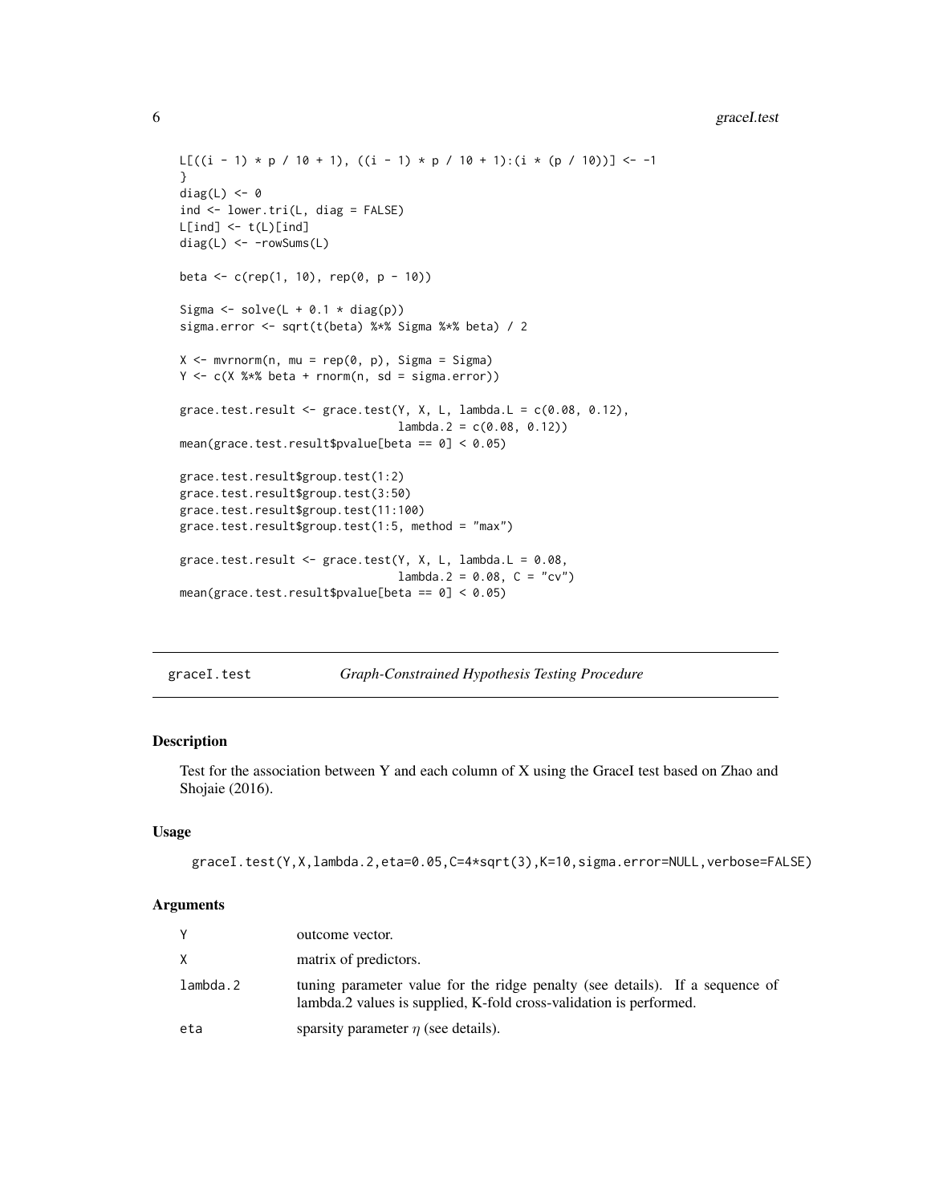```
L[((i - 1) * p / 10 + 1), ((i - 1) * p / 10 + 1):(i * (p / 10))] <- -1
}
diag(L) <- 0
ind <- lower.tri(L, diag = FALSE)
L[ind] <- t(L)[ind]
diag(L) <- -rowSums(L)

beta <- c(rep(1, 10), rep(0, p - 10))

Sigma <- solve(L + 0.1 * diag(p))
sigma.error <- sqrt(t(beta) %*% Sigma %*% beta) / 2

X <- mvrnorm(n, mu = rep(0, p), Sigma = Sigma)
Y <- c(X %*% beta + rnorm(n, sd = sigma.error))

grace.test.result <- grace.test(Y, X, L, lambda.L = c(0.08, 0.12),
                                lambda.2 = c(0.08, 0.12))
mean(grace.test.result$pvalue[beta == 0] < 0.05)

grace.test.result$group.test(1:2)
grace.test.result$group.test(3:50)
grace.test.result$group.test(11:100)
grace.test.result$group.test(1:5, method = "max")

grace.test.result <- grace.test(Y, X, L, lambda.L = 0.08,
                                lambda.2 = 0.08, C = "cv")
mean(grace.test.result$pvalue[beta == 0] < 0.05)
```

## graceI.test — *Graph-Constrained Hypothesis Testing Procedure*

### Description

Test for the association between Y and each column of X using the GraceI test based on Zhao and Shojaie (2016).

### Usage

```
graceI.test(Y,X,lambda.2,eta=0.05,C=4*sqrt(3),K=10,sigma.error=NULL,verbose=FALSE)
```

### Arguments

| | |
|---|---|
| Y | outcome vector. |
| X | matrix of predictors. |
| lambda.2 | tuning parameter value for the ridge penalty (see details). If a sequence of lambda.2 values is supplied, K-fold cross-validation is performed. |
| eta | sparsity parameter $\eta$ (see details). |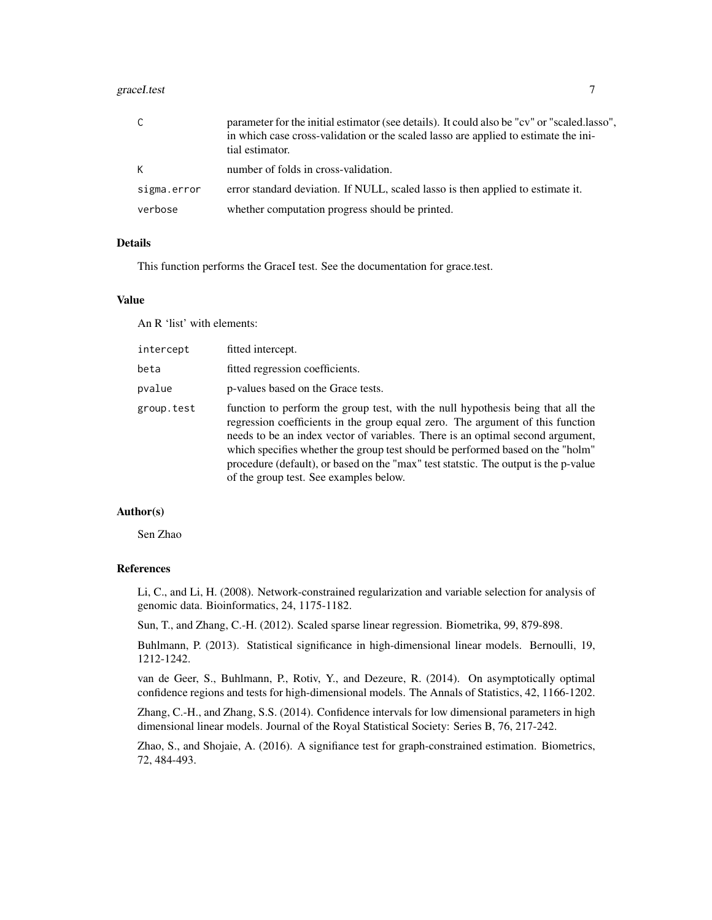| | |
|---|---|
| C | parameter for the initial estimator (see details). It could also be "cv" or "scaled.lasso", in which case cross-validation or the scaled lasso are applied to estimate the initial estimator. |
| K | number of folds in cross-validation. |
| sigma.error | error standard deviation. If NULL, scaled lasso is then applied to estimate it. |
| verbose | whether computation progress should be printed. |

### Details

This function performs the GraceI test. See the documentation for grace.test.

### Value

An R 'list' with elements:

| | |
|---|---|
| intercept | fitted intercept. |
| beta | fitted regression coefficients. |
| pvalue | p-values based on the Grace tests. |
| group.test | function to perform the group test, with the null hypothesis being that all the regression coefficients in the group equal zero. The argument of this function needs to be an index vector of variables. There is an optimal second argument, which specifies whether the group test should be performed based on the "holm" procedure (default), or based on the "max" test statstic. The output is the p-value of the group test. See examples below. |

### Author(s)

Sen Zhao

### References

Li, C., and Li, H. (2008). Network-constrained regularization and variable selection for analysis of genomic data. Bioinformatics, 24, 1175-1182.

Sun, T., and Zhang, C.-H. (2012). Scaled sparse linear regression. Biometrika, 99, 879-898.

Buhlmann, P. (2013). Statistical significance in high-dimensional linear models. Bernoulli, 19, 1212-1242.

van de Geer, S., Buhlmann, P., Rotiv, Y., and Dezeure, R. (2014). On asymptotically optimal confidence regions and tests for high-dimensional models. The Annals of Statistics, 42, 1166-1202.

Zhang, C.-H., and Zhang, S.S. (2014). Confidence intervals for low dimensional parameters in high dimensional linear models. Journal of the Royal Statistical Society: Series B, 76, 217-242.

Zhao, S., and Shojaie, A. (2016). A signifiance test for graph-constrained estimation. Biometrics, 72, 484-493.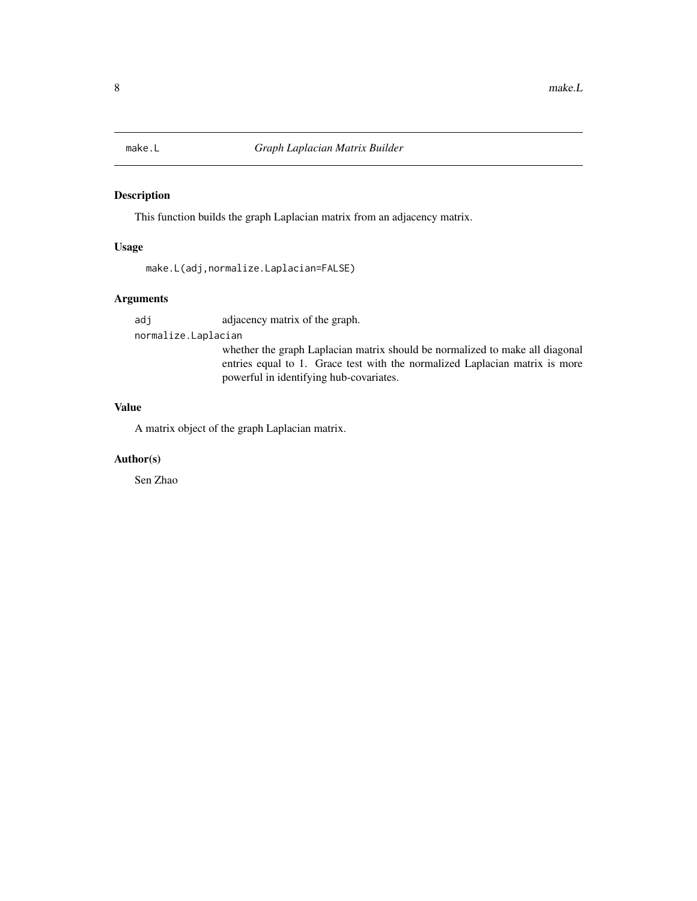# make.L *Graph Laplacian Matrix Builder*

## Description

This function builds the graph Laplacian matrix from an adjacency matrix.

## Usage

```
make.L(adj,normalize.Laplacian=FALSE)
```

## Arguments

`adj` adjacency matrix of the graph.

`normalize.Laplacian` whether the graph Laplacian matrix should be normalized to make all diagonal entries equal to 1. Grace test with the normalized Laplacian matrix is more powerful in identifying hub-covariates.

## Value

A matrix object of the graph Laplacian matrix.

## Author(s)

Sen Zhao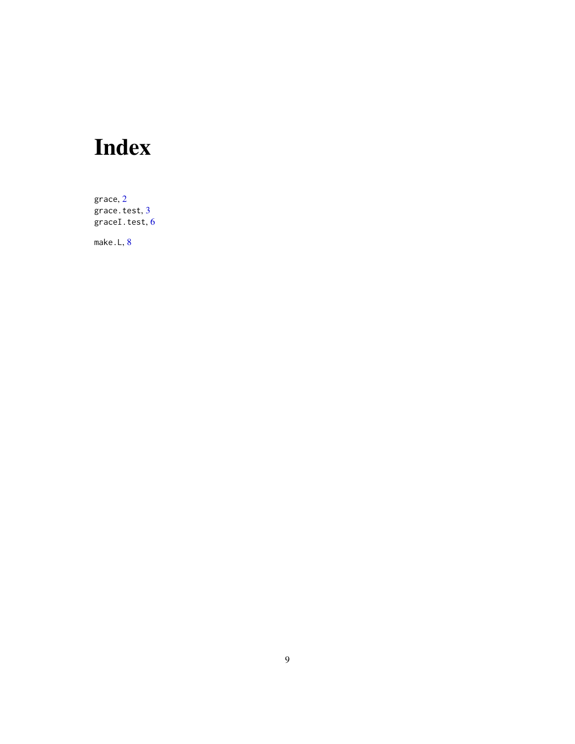# Index

grace, 2
grace.test, 3
graceI.test, 6

make.L, 8